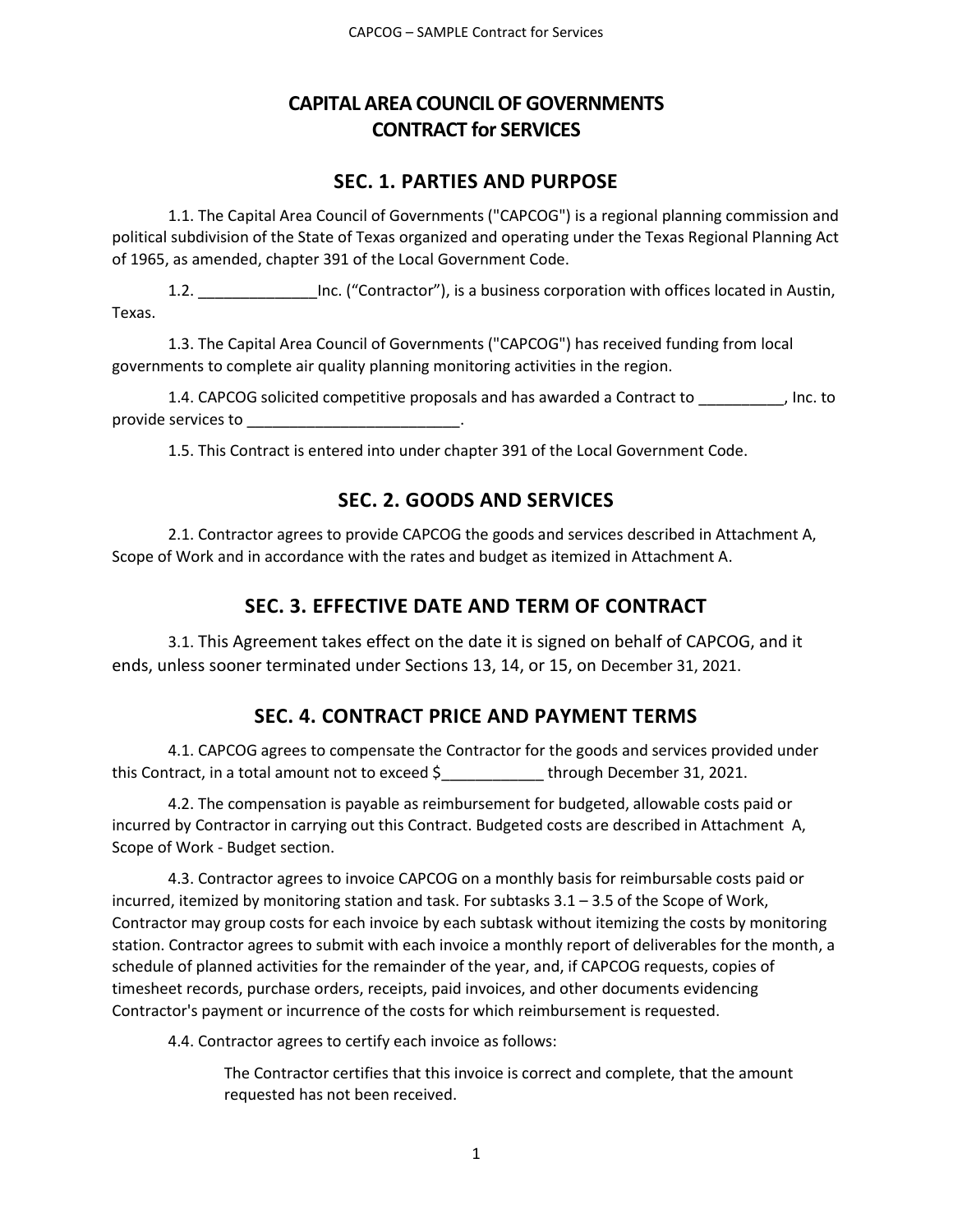# CAPITAL AREA COUNCIL OF GOVERNMENTS
# CONTRACT for SERVICES

## SEC. 1. PARTIES AND PURPOSE

1.1. The Capital Area Council of Governments ("CAPCOG") is a regional planning commission and political subdivision of the State of Texas organized and operating under the Texas Regional Planning Act of 1965, as amended, chapter 391 of the Local Government Code.

1.2. ______________Inc. ("Contractor"), is a business corporation with offices located in Austin, Texas.

1.3. The Capital Area Council of Governments ("CAPCOG") has received funding from local governments to complete air quality planning monitoring activities in the region.

1.4. CAPCOG solicited competitive proposals and has awarded a Contract to __________, Inc. to provide services to _________________________.

1.5. This Contract is entered into under chapter 391 of the Local Government Code.

## SEC. 2. GOODS AND SERVICES

2.1. Contractor agrees to provide CAPCOG the goods and services described in Attachment A, Scope of Work and in accordance with the rates and budget as itemized in Attachment A.

## SEC. 3. EFFECTIVE DATE AND TERM OF CONTRACT

3.1. This Agreement takes effect on the date it is signed on behalf of CAPCOG, and it ends, unless sooner terminated under Sections 13, 14, or 15, on December 31, 2021.

## SEC. 4. CONTRACT PRICE AND PAYMENT TERMS

4.1. CAPCOG agrees to compensate the Contractor for the goods and services provided under this Contract, in a total amount not to exceed $____________ through December 31, 2021.

4.2. The compensation is payable as reimbursement for budgeted, allowable costs paid or incurred by Contractor in carrying out this Contract. Budgeted costs are described in Attachment A, Scope of Work - Budget section.

4.3. Contractor agrees to invoice CAPCOG on a monthly basis for reimbursable costs paid or incurred, itemized by monitoring station and task. For subtasks 3.1 – 3.5 of the Scope of Work, Contractor may group costs for each invoice by each subtask without itemizing the costs by monitoring station. Contractor agrees to submit with each invoice a monthly report of deliverables for the month, a schedule of planned activities for the remainder of the year, and, if CAPCOG requests, copies of timesheet records, purchase orders, receipts, paid invoices, and other documents evidencing Contractor's payment or incurrence of the costs for which reimbursement is requested.

4.4. Contractor agrees to certify each invoice as follows:

> The Contractor certifies that this invoice is correct and complete, that the amount requested has not been received.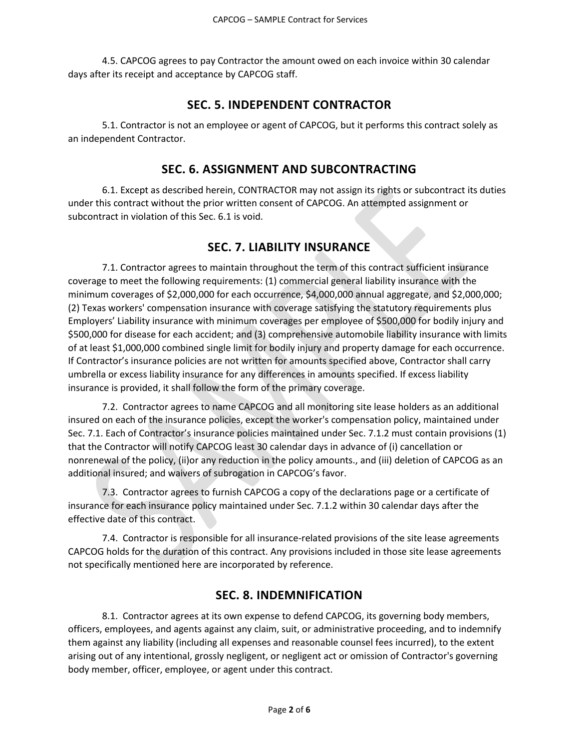4.5. CAPCOG agrees to pay Contractor the amount owed on each invoice within 30 calendar days after its receipt and acceptance by CAPCOG staff.

## SEC. 5. INDEPENDENT CONTRACTOR

5.1. Contractor is not an employee or agent of CAPCOG, but it performs this contract solely as an independent Contractor.

## SEC. 6. ASSIGNMENT AND SUBCONTRACTING

6.1. Except as described herein, CONTRACTOR may not assign its rights or subcontract its duties under this contract without the prior written consent of CAPCOG. An attempted assignment or subcontract in violation of this Sec. 6.1 is void.

## SEC. 7. LIABILITY INSURANCE

7.1. Contractor agrees to maintain throughout the term of this contract sufficient insurance coverage to meet the following requirements: (1) commercial general liability insurance with the minimum coverages of $2,000,000 for each occurrence, $4,000,000 annual aggregate, and $2,000,000; (2) Texas workers' compensation insurance with coverage satisfying the statutory requirements plus Employers' Liability insurance with minimum coverages per employee of $500,000 for bodily injury and $500,000 for disease for each accident; and (3) comprehensive automobile liability insurance with limits of at least $1,000,000 combined single limit for bodily injury and property damage for each occurrence. If Contractor's insurance policies are not written for amounts specified above, Contractor shall carry umbrella or excess liability insurance for any differences in amounts specified. If excess liability insurance is provided, it shall follow the form of the primary coverage.

7.2. Contractor agrees to name CAPCOG and all monitoring site lease holders as an additional insured on each of the insurance policies, except the worker's compensation policy, maintained under Sec. 7.1. Each of Contractor's insurance policies maintained under Sec. 7.1.2 must contain provisions (1) that the Contractor will notify CAPCOG least 30 calendar days in advance of (i) cancellation or nonrenewal of the policy, (ii)or any reduction in the policy amounts., and (iii) deletion of CAPCOG as an additional insured; and waivers of subrogation in CAPCOG's favor.

7.3. Contractor agrees to furnish CAPCOG a copy of the declarations page or a certificate of insurance for each insurance policy maintained under Sec. 7.1.2 within 30 calendar days after the effective date of this contract.

7.4. Contractor is responsible for all insurance-related provisions of the site lease agreements CAPCOG holds for the duration of this contract. Any provisions included in those site lease agreements not specifically mentioned here are incorporated by reference.

## SEC. 8. INDEMNIFICATION

8.1. Contractor agrees at its own expense to defend CAPCOG, its governing body members, officers, employees, and agents against any claim, suit, or administrative proceeding, and to indemnify them against any liability (including all expenses and reasonable counsel fees incurred), to the extent arising out of any intentional, grossly negligent, or negligent act or omission of Contractor's governing body member, officer, employee, or agent under this contract.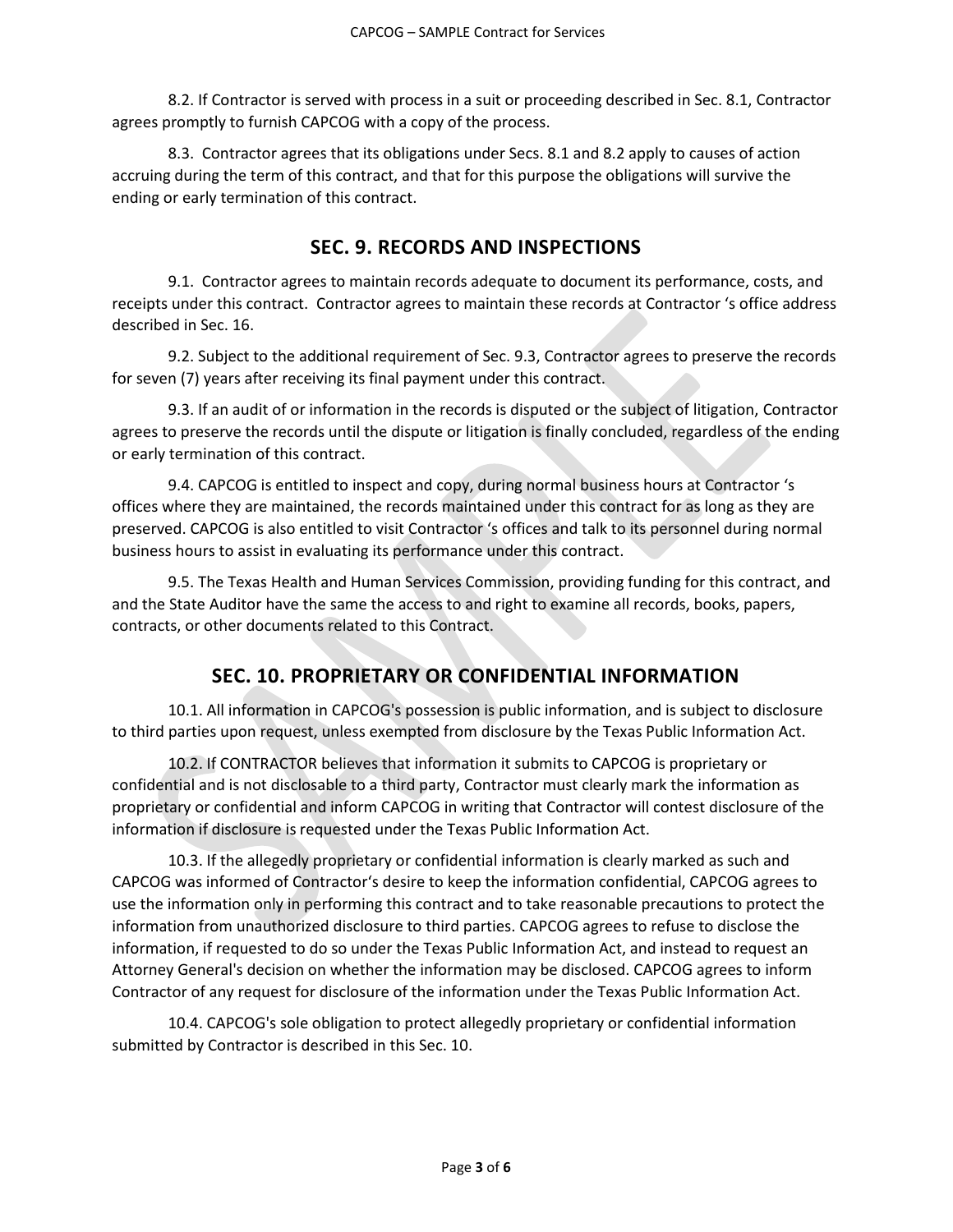8.2. If Contractor is served with process in a suit or proceeding described in Sec. 8.1, Contractor agrees promptly to furnish CAPCOG with a copy of the process.

8.3. Contractor agrees that its obligations under Secs. 8.1 and 8.2 apply to causes of action accruing during the term of this contract, and that for this purpose the obligations will survive the ending or early termination of this contract.

## SEC. 9. RECORDS AND INSPECTIONS

9.1. Contractor agrees to maintain records adequate to document its performance, costs, and receipts under this contract. Contractor agrees to maintain these records at Contractor 's office address described in Sec. 16.

9.2. Subject to the additional requirement of Sec. 9.3, Contractor agrees to preserve the records for seven (7) years after receiving its final payment under this contract.

9.3. If an audit of or information in the records is disputed or the subject of litigation, Contractor agrees to preserve the records until the dispute or litigation is finally concluded, regardless of the ending or early termination of this contract.

9.4. CAPCOG is entitled to inspect and copy, during normal business hours at Contractor 's offices where they are maintained, the records maintained under this contract for as long as they are preserved. CAPCOG is also entitled to visit Contractor 's offices and talk to its personnel during normal business hours to assist in evaluating its performance under this contract.

9.5. The Texas Health and Human Services Commission, providing funding for this contract, and and the State Auditor have the same the access to and right to examine all records, books, papers, contracts, or other documents related to this Contract.

## SEC. 10. PROPRIETARY OR CONFIDENTIAL INFORMATION

10.1. All information in CAPCOG's possession is public information, and is subject to disclosure to third parties upon request, unless exempted from disclosure by the Texas Public Information Act.

10.2. If CONTRACTOR believes that information it submits to CAPCOG is proprietary or confidential and is not disclosable to a third party, Contractor must clearly mark the information as proprietary or confidential and inform CAPCOG in writing that Contractor will contest disclosure of the information if disclosure is requested under the Texas Public Information Act.

10.3. If the allegedly proprietary or confidential information is clearly marked as such and CAPCOG was informed of Contractor's desire to keep the information confidential, CAPCOG agrees to use the information only in performing this contract and to take reasonable precautions to protect the information from unauthorized disclosure to third parties. CAPCOG agrees to refuse to disclose the information, if requested to do so under the Texas Public Information Act, and instead to request an Attorney General's decision on whether the information may be disclosed. CAPCOG agrees to inform Contractor of any request for disclosure of the information under the Texas Public Information Act.

10.4. CAPCOG's sole obligation to protect allegedly proprietary or confidential information submitted by Contractor is described in this Sec. 10.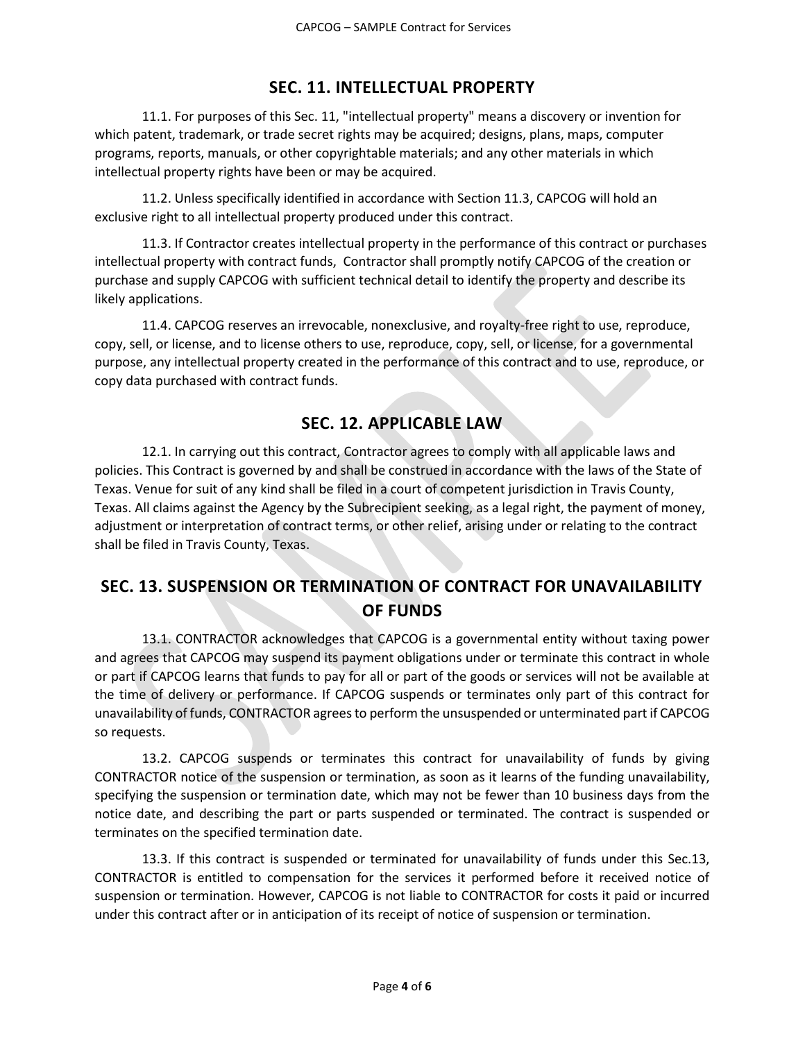## SEC. 11. INTELLECTUAL PROPERTY

11.1. For purposes of this Sec. 11, "intellectual property" means a discovery or invention for which patent, trademark, or trade secret rights may be acquired; designs, plans, maps, computer programs, reports, manuals, or other copyrightable materials; and any other materials in which intellectual property rights have been or may be acquired.

11.2. Unless specifically identified in accordance with Section 11.3, CAPCOG will hold an exclusive right to all intellectual property produced under this contract.

11.3. If Contractor creates intellectual property in the performance of this contract or purchases intellectual property with contract funds, Contractor shall promptly notify CAPCOG of the creation or purchase and supply CAPCOG with sufficient technical detail to identify the property and describe its likely applications.

11.4. CAPCOG reserves an irrevocable, nonexclusive, and royalty-free right to use, reproduce, copy, sell, or license, and to license others to use, reproduce, copy, sell, or license, for a governmental purpose, any intellectual property created in the performance of this contract and to use, reproduce, or copy data purchased with contract funds.

## SEC. 12. APPLICABLE LAW

12.1. In carrying out this contract, Contractor agrees to comply with all applicable laws and policies. This Contract is governed by and shall be construed in accordance with the laws of the State of Texas. Venue for suit of any kind shall be filed in a court of competent jurisdiction in Travis County, Texas. All claims against the Agency by the Subrecipient seeking, as a legal right, the payment of money, adjustment or interpretation of contract terms, or other relief, arising under or relating to the contract shall be filed in Travis County, Texas.

## SEC. 13. SUSPENSION OR TERMINATION OF CONTRACT FOR UNAVAILABILITY OF FUNDS

13.1. CONTRACTOR acknowledges that CAPCOG is a governmental entity without taxing power and agrees that CAPCOG may suspend its payment obligations under or terminate this contract in whole or part if CAPCOG learns that funds to pay for all or part of the goods or services will not be available at the time of delivery or performance. If CAPCOG suspends or terminates only part of this contract for unavailability of funds, CONTRACTOR agrees to perform the unsuspended or unterminated part if CAPCOG so requests.

13.2. CAPCOG suspends or terminates this contract for unavailability of funds by giving CONTRACTOR notice of the suspension or termination, as soon as it learns of the funding unavailability, specifying the suspension or termination date, which may not be fewer than 10 business days from the notice date, and describing the part or parts suspended or terminated. The contract is suspended or terminates on the specified termination date.

13.3. If this contract is suspended or terminated for unavailability of funds under this Sec.13, CONTRACTOR is entitled to compensation for the services it performed before it received notice of suspension or termination. However, CAPCOG is not liable to CONTRACTOR for costs it paid or incurred under this contract after or in anticipation of its receipt of notice of suspension or termination.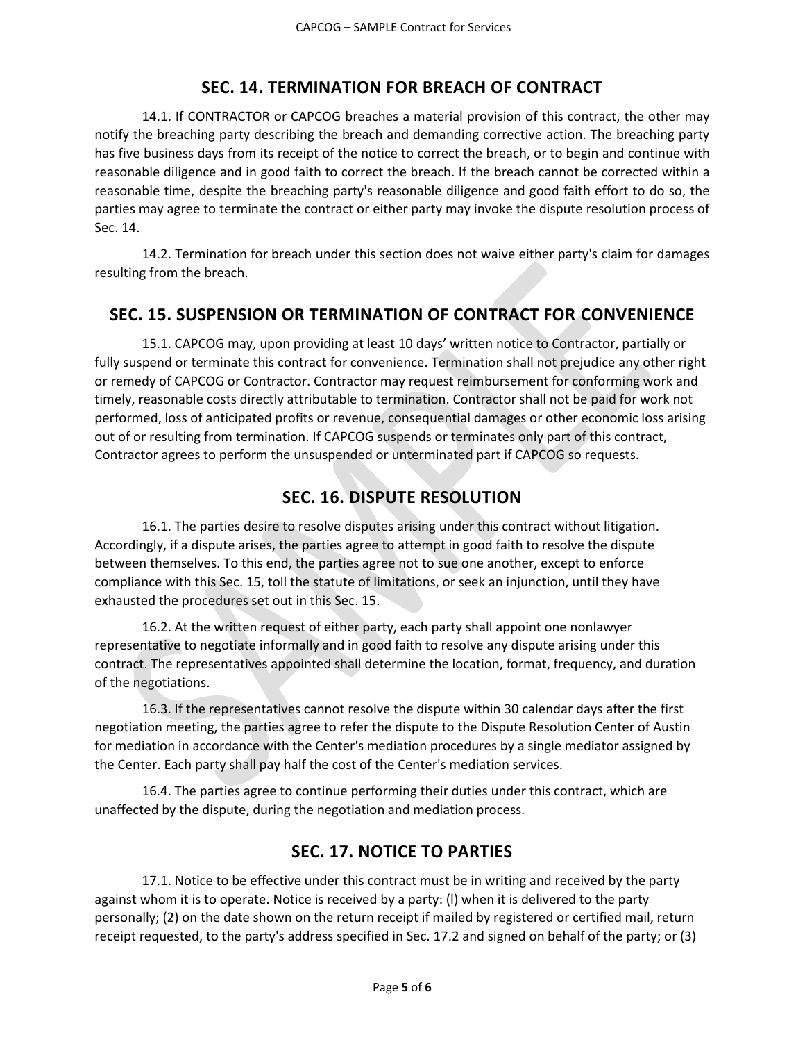## SEC. 14. TERMINATION FOR BREACH OF CONTRACT

14.1. If CONTRACTOR or CAPCOG breaches a material provision of this contract, the other may notify the breaching party describing the breach and demanding corrective action. The breaching party has five business days from its receipt of the notice to correct the breach, or to begin and continue with reasonable diligence and in good faith to correct the breach. If the breach cannot be corrected within a reasonable time, despite the breaching party's reasonable diligence and good faith effort to do so, the parties may agree to terminate the contract or either party may invoke the dispute resolution process of Sec. 14.

14.2. Termination for breach under this section does not waive either party's claim for damages resulting from the breach.

## SEC. 15. SUSPENSION OR TERMINATION OF CONTRACT FOR CONVENIENCE

15.1. CAPCOG may, upon providing at least 10 days' written notice to Contractor, partially or fully suspend or terminate this contract for convenience. Termination shall not prejudice any other right or remedy of CAPCOG or Contractor. Contractor may request reimbursement for conforming work and timely, reasonable costs directly attributable to termination. Contractor shall not be paid for work not performed, loss of anticipated profits or revenue, consequential damages or other economic loss arising out of or resulting from termination. If CAPCOG suspends or terminates only part of this contract, Contractor agrees to perform the unsuspended or unterminated part if CAPCOG so requests.

## SEC. 16. DISPUTE RESOLUTION

16.1. The parties desire to resolve disputes arising under this contract without litigation. Accordingly, if a dispute arises, the parties agree to attempt in good faith to resolve the dispute between themselves. To this end, the parties agree not to sue one another, except to enforce compliance with this Sec. 15, toll the statute of limitations, or seek an injunction, until they have exhausted the procedures set out in this Sec. 15.

16.2. At the written request of either party, each party shall appoint one nonlawyer representative to negotiate informally and in good faith to resolve any dispute arising under this contract. The representatives appointed shall determine the location, format, frequency, and duration of the negotiations.

16.3. If the representatives cannot resolve the dispute within 30 calendar days after the first negotiation meeting, the parties agree to refer the dispute to the Dispute Resolution Center of Austin for mediation in accordance with the Center's mediation procedures by a single mediator assigned by the Center. Each party shall pay half the cost of the Center's mediation services.

16.4. The parties agree to continue performing their duties under this contract, which are unaffected by the dispute, during the negotiation and mediation process.

## SEC. 17. NOTICE TO PARTIES

17.1. Notice to be effective under this contract must be in writing and received by the party against whom it is to operate. Notice is received by a party: (l) when it is delivered to the party personally; (2) on the date shown on the return receipt if mailed by registered or certified mail, return receipt requested, to the party's address specified in Sec. 17.2 and signed on behalf of the party; or (3)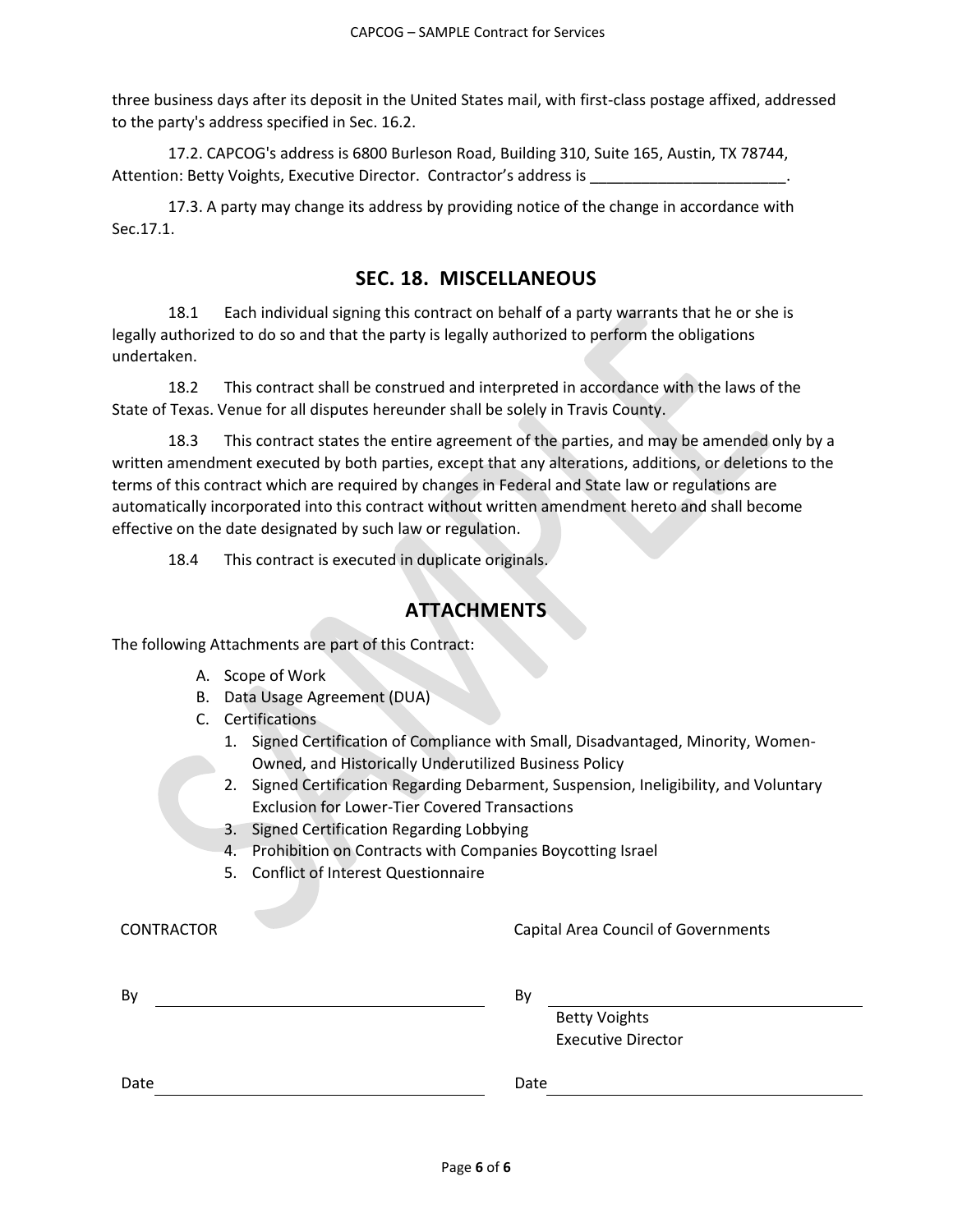three business days after its deposit in the United States mail, with first-class postage affixed, addressed to the party's address specified in Sec. 16.2.

17.2. CAPCOG's address is 6800 Burleson Road, Building 310, Suite 165, Austin, TX 78744, Attention: Betty Voights, Executive Director. Contractor's address is _______________________.

17.3. A party may change its address by providing notice of the change in accordance with Sec.17.1.

## SEC. 18. MISCELLANEOUS

18.1 Each individual signing this contract on behalf of a party warrants that he or she is legally authorized to do so and that the party is legally authorized to perform the obligations undertaken.

18.2 This contract shall be construed and interpreted in accordance with the laws of the State of Texas. Venue for all disputes hereunder shall be solely in Travis County.

18.3 This contract states the entire agreement of the parties, and may be amended only by a written amendment executed by both parties, except that any alterations, additions, or deletions to the terms of this contract which are required by changes in Federal and State law or regulations are automatically incorporated into this contract without written amendment hereto and shall become effective on the date designated by such law or regulation.

18.4 This contract is executed in duplicate originals.

## ATTACHMENTS

The following Attachments are part of this Contract:

A. Scope of Work
B. Data Usage Agreement (DUA)
C. Certifications
   1. Signed Certification of Compliance with Small, Disadvantaged, Minority, Women-Owned, and Historically Underutilized Business Policy
   2. Signed Certification Regarding Debarment, Suspension, Ineligibility, and Voluntary Exclusion for Lower-Tier Covered Transactions
   3. Signed Certification Regarding Lobbying
   4. Prohibition on Contracts with Companies Boycotting Israel
   5. Conflict of Interest Questionnaire

| | |
|---|---|
| CONTRACTOR | Capital Area Council of Governments |
| By ______________________________ | By ______________________________<br>Betty Voights<br>Executive Director |
| Date ______________________________ | Date ______________________________ |